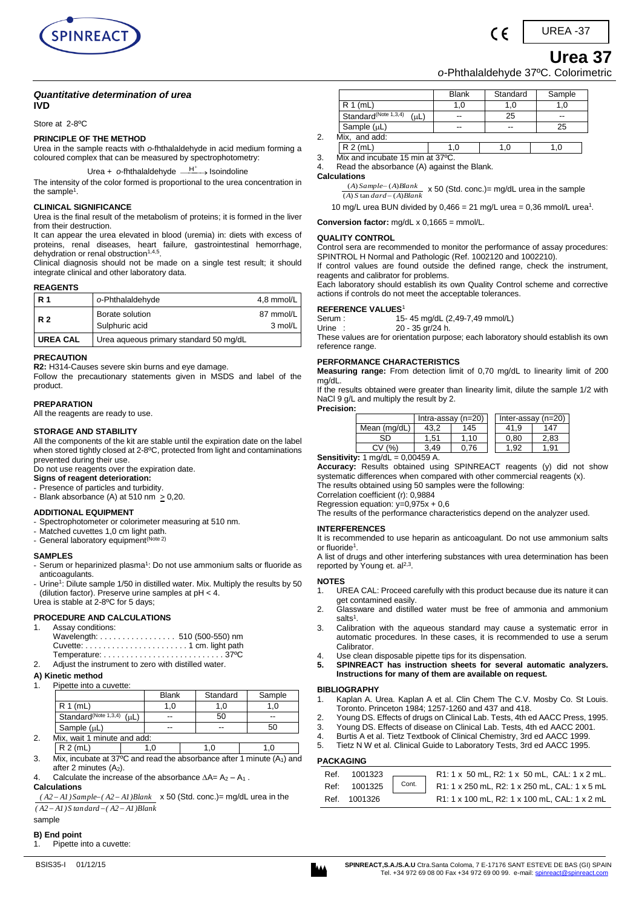# Urea 37

*o*-Phthalaldehyde 37ºC. Colorimetric

UREA -37

***Quantitative determination of urea***

**IVD**

Store at 2-8ºC

## PRINCIPLE OF THE METHOD

Urea in the sample reacts with *o*-fhthalaldehyde in acid medium forming a coloured complex that can be measured by spectrophotometry:

$$\text{Urea} + o\text{-fhthalaldehyde} \xrightarrow{H^+} \text{Isoindoline}$$

The intensity of the color formed is proportional to the urea concentration in the sample[1].

## CLINICAL SIGNIFICANCE

Urea is the final result of the metabolism of proteins; it is formed in the liver from their destruction.

It can appear the urea elevated in blood (uremia) in: diets with excess of proteins, renal diseases, heart failure, gastrointestinal hemorrhage, dehydration or renal obstruction[1,4,5].

Clinical diagnosis should not be made on a single test result; it should integrate clinical and other laboratory data.

## REAGENTS

| | | |
|---|---|---|
| **R 1** | *o*-Phthalaldehyde | 4,8 mmol/L |
| **R 2** | Borate solution | 87 mmol/L |
| | Sulphuric acid | 3 mol/L |
| **UREA CAL** | Urea aqueous primary standard 50 mg/dL | |

## PRECAUTION

**R2:** H314-Causes severe skin burns and eye damage.

Follow the precautionary statements given in MSDS and label of the product.

## PREPARATION

All the reagents are ready to use.

## STORAGE AND STABILITY

All the components of the kit are stable until the expiration date on the label when stored tightly closed at 2-8ºC, protected from light and contaminations prevented during their use.

Do not use reagents over the expiration date.

**Signs of reagent deterioration:**

- Presence of particles and turbidity.
- Blank absorbance (A) at 510 nm ≥ 0,20.

## ADDITIONAL EQUIPMENT

- Spectrophotometer or colorimeter measuring at 510 nm.
- Matched cuvettes 1,0 cm light path.
- General laboratory equipment(Note 2)

## SAMPLES

- Serum or heparinized plasma[1]: Do not use ammonium salts or fluoride as anticoagulants.
- Urine[1]: Dilute sample 1/50 in distilled water. Mix. Multiply the results by 50 (dilution factor). Preserve urine samples at pH < 4.

Urea is stable at 2-8ºC for 5 days;

## PROCEDURE AND CALCULATIONS

1. Assay conditions:
   Wavelength: . . . . . . . . . . . . . . . . . 510 (500-550) nm
   Cuvette: . . . . . . . . . . . . . . . . . . . . . . . 1 cm. light path
   Temperature: . . . . . . . . . . . . . . . . . . . . . . . . . . . 37ºC
2. Adjust the instrument to zero with distilled water.

### A) Kinetic method

1. Pipette into a cuvette:

| | Blank | Standard | Sample |
|---|---|---|---|
| R 1 (mL) | 1,0 | 1,0 | 1,0 |
| Standard(Note 1,3,4) (μL) | -- | 50 | -- |
| Sample (μL) | -- | -- | 50 |
| *2. Mix, wait 1 minute and add:* | | | |
| R 2 (mL) | 1,0 | 1,0 | 1,0 |

3. Mix, incubate at 37ºC and read the absorbance after 1 minute ($A_1$) and after 2 minutes ($A_2$).
4. Calculate the increase of the absorbance $\Delta A = A_2 - A_1$.

**Calculations**

$$\frac{(A2-A1)Sample-(A2-A1)Blank}{(A2-A1)Standard-(A2-A1)Blank} \times 50 \text{ (Std. conc.)} = \text{mg/dL urea in the sample}$$

### B) End point

1. Pipette into a cuvette:

| | Blank | Standard | Sample |
|---|---|---|---|
| R 1 (mL) | 1,0 | 1,0 | 1,0 |
| Standard(Note 1,3,4) (μL) | -- | 25 | -- |
| Sample (μL) | -- | -- | 25 |
| *2. Mix, and add:* | | | |
| R 2 (mL) | 1,0 | 1,0 | 1,0 |

3. Mix and incubate 15 min at 37ºC.
4. Read the absorbance (A) against the Blank.

**Calculations**

$$\frac{(A)Sample-(A)Blank}{(A)Standard-(A)Blank} \times 50 \text{ (Std. conc.)} = \text{mg/dL urea in the sample}$$

10 mg/L urea BUN divided by 0,466 = 21 mg/L urea = 0,36 mmol/L urea[1].

**Conversion factor:** mg/dL x 0,1665 = mmol/L.

## QUALITY CONTROL

Control sera are recommended to monitor the performance of assay procedures: SPINTROL H Normal and Pathologic (Ref. 1002120 and 1002210).

If control values are found outside the defined range, check the instrument, reagents and calibrator for problems.

Each laboratory should establish its own Quality Control scheme and corrective actions if controls do not meet the acceptable tolerances.

## REFERENCE VALUES[1]

Serum : 15- 45 mg/dL (2,49-7,49 mmol/L)

Urine : 20 - 35 gr/24 h.

These values are for orientation purpose; each laboratory should establish its own reference range.

## PERFORMANCE CHARACTERISTICS

**Measuring range:** From detection limit of 0,70 mg/dL to linearity limit of 200 mg/dL.

If the results obtained were greater than linearity limit, dilute the sample 1/2 with NaCl 9 g/L and multiply the result by 2.

**Precision:**

| | Intra-assay (n=20) | | Inter-assay (n=20) | |
|---|---|---|---|---|
| Mean (mg/dL) | 43,2 | 145 | 41,9 | 147 |
| SD | 1,51 | 1,10 | 0,80 | 2,83 |
| CV (%) | 3,49 | 0,76 | 1,92 | 1,91 |

**Sensitivity:** 1 mg/dL = 0,00459 A.

**Accuracy:** Results obtained using SPINREACT reagents (y) did not show systematic differences when compared with other commercial reagents (x).

The results obtained using 50 samples were the following:

Correlation coefficient (r): 0,9884

Regression equation: y=0,975x + 0,6

The results of the performance characteristics depend on the analyzer used.

## INTERFERENCES

It is recommended to use heparin as anticoagulant. Do not use ammonium salts or fluoride[1].

A list of drugs and other interfering substances with urea determination has been reported by Young et. al[2,3].

## NOTES

1. UREA CAL: Proceed carefully with this product because due its nature it can get contamined easily.
2. Glassware and distilled water must be free of ammonia and ammonium salts[1].
3. Calibration with the aqueous standard may cause a systematic error in automatic procedures. In these cases, it is recommended to use a serum Calibrator.
4. Use clean disposable pipette tips for its dispensation.
5. **SPINREACT has instruction sheets for several automatic analyzers. Instructions for many of them are available on request.**

## BIBLIOGRAPHY

1. Kaplan A. Urea. Kaplan A et al. Clin Chem The C.V. Mosby Co. St Louis. Toronto. Princeton 1984; 1257-1260 and 437 and 418.
2. Young DS. Effects of drugs on Clinical Lab. Tests, 4th ed AACC Press, 1995.
3. Young DS. Effects of disease on Clinical Lab. Tests, 4th ed AACC 2001.
4. Burtis A et al. Tietz Textbook of Clinical Chemistry, 3rd ed AACC 1999.
5. Tietz N W et al. Clinical Guide to Laboratory Tests, 3rd ed AACC 1995.

## PACKAGING

| | | |
|---|---|---|
| Ref. 1001323 | Cont. | R1: 1 x 50 mL, R2: 1 x 50 mL, CAL: 1 x 2 mL. |
| Ref: 1001325 | | R1: 1 x 250 mL, R2: 1 x 250 mL, CAL: 1 x 5 mL |
| Ref. 1001326 | | R1: 1 x 100 mL, R2: 1 x 100 mL, CAL: 1 x 2 mL |

BSIS35-I 01/12/15

**SPINREACT,S.A./S.A.U** Ctra.Santa Coloma, 7 E-17176 SANT ESTEVE DE BAS (GI) SPAIN
Tel. +34 972 69 08 00 Fax +34 972 69 00 99. e-mail: spinreact@spinreact.com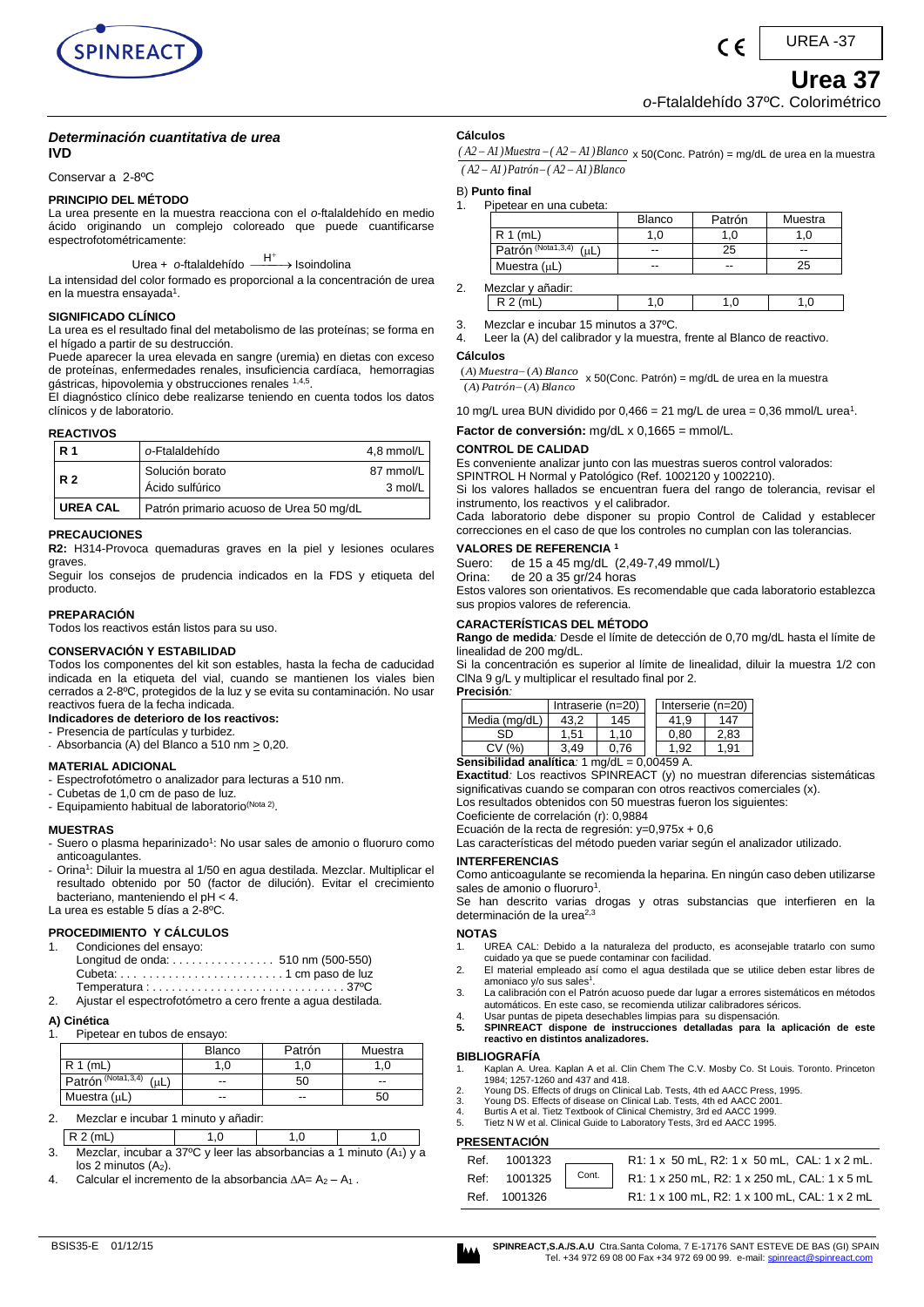# Urea 37

*o*-Ftalaldehído 37ºC. Colorimétrico

UREA -37

### *Determinación cuantitativa de urea*

**IVD**

Conservar a 2-8ºC

#### PRINCIPIO DEL MÉTODO

La urea presente en la muestra reacciona con el *o*-ftalaldehído en medio ácido originando un complejo coloreado que puede cuantificarse espectrofotométricamente:

$$\text{Urea} + o\text{-ftalaldehído} \xrightarrow{H^+} \text{Isoindolina}$$

La intensidad del color formado es proporcional a la concentración de urea en la muestra ensayada[1].

#### SIGNIFICADO CLÍNICO

La urea es el resultado final del metabolismo de las proteínas; se forma en el hígado a partir de su destrucción.

Puede aparecer la urea elevada en sangre (uremia) en dietas con exceso de proteínas, enfermedades renales, insuficiencia cardíaca, hemorragias gástricas, hipovolemia y obstrucciones renales [1,4,5].

El diagnóstico clínico debe realizarse teniendo en cuenta todos los datos clínicos y de laboratorio.

#### REACTIVOS

| | | |
|---|---|---|
| **R 1** | *o*-Ftalaldehído | 4,8 mmol/L |
| **R 2** | Solución borato<br>Ácido sulfúrico | 87 mmol/L<br>3 mol/L |
| **UREA CAL** | Patrón primario acuoso de Urea 50 mg/dL | |

#### PRECAUCIONES

**R2:** H314-Provoca quemaduras graves en la piel y lesiones oculares graves.

Seguir los consejos de prudencia indicados en la FDS y etiqueta del producto.

#### PREPARACIÓN

Todos los reactivos están listos para su uso.

#### CONSERVACIÓN Y ESTABILIDAD

Todos los componentes del kit son estables, hasta la fecha de caducidad indicada en la etiqueta del vial, cuando se mantienen los viales bien cerrados a 2-8ºC, protegidos de la luz y se evita su contaminación. No usar reactivos fuera de la fecha indicada.

**Indicadores de deterioro de los reactivos:**

- Presencia de partículas y turbidez.
- Absorbancia (A) del Blanco a 510 nm ≥ 0,20.

#### MATERIAL ADICIONAL

- Espectrofotómetro o analizador para lecturas a 510 nm.
- Cubetas de 1,0 cm de paso de luz.
- Equipamiento habitual de laboratorio(Nota 2).

#### MUESTRAS

- Suero o plasma heparinizado[1]: No usar sales de amonio o fluoruro como anticoagulantes.
- Orina[1]: Diluir la muestra al 1/50 en agua destilada. Mezclar. Multiplicar el resultado obtenido por 50 (factor de dilución). Evitar el crecimiento bacteriano, manteniendo el pH < 4.

La urea es estable 5 días a 2-8ºC.

#### PROCEDIMIENTO Y CÁLCULOS

1. Condiciones del ensayo:
   Longitud de onda: . . . . . . . . . . . . . . . . 510 nm (500-550)
   Cubeta: . . . . . . . . . . . . . . . . . . . . . . . . . 1 cm paso de luz
   Temperatura : . . . . . . . . . . . . . . . . . . . . . . . . . . . . . 37ºC
2. Ajustar el espectrofotómetro a cero frente a agua destilada.

**A) Cinética**

1. Pipetear en tubos de ensayo:

| | Blanco | Patrón | Muestra |
|---|---|---|---|
| R 1 (mL) | 1,0 | 1,0 | 1,0 |
| Patrón (Nota1,3,4) (µL) | -- | 50 | -- |
| Muestra (µL) | -- | -- | 50 |

2. Mezclar e incubar 1 minuto y añadir:

| | | | |
|---|---|---|---|
| R 2 (mL) | 1,0 | 1,0 | 1,0 |

3. Mezclar, incubar a 37ºC y leer las absorbancias a 1 minuto ($A_1$) y a los 2 minutos ($A_2$).
4. Calcular el incremento de la absorbancia $\Delta A = A_2 - A_1$.

**Cálculos**

$$\frac{(A2 - A1)\text{Muestra} - (A2 - A1)\text{Blanco}}{(A2 - A1)\text{Patrón} - (A2 - A1)\text{Blanco}} \times 50(\text{Conc. Patrón}) = \text{mg/dL de urea en la muestra}$$

B) **Punto final**

1. Pipetear en una cubeta:

| | Blanco | Patrón | Muestra |
|---|---|---|---|
| R 1 (mL) | 1,0 | 1,0 | 1,0 |
| Patrón (Nota1,3,4) (µL) | -- | 25 | -- |
| Muestra (µL) | -- | -- | 25 |

2. Mezclar y añadir:

| | | | |
|---|---|---|---|
| R 2 (mL) | 1,0 | 1,0 | 1,0 |

3. Mezclar e incubar 15 minutos a 37ºC.
4. Leer la (A) del calibrador y la muestra, frente al Blanco de reactivo.

**Cálculos**

$$\frac{(A)\,\text{Muestra} - (A)\,\text{Blanco}}{(A)\,\text{Patrón} - (A)\,\text{Blanco}} \times 50(\text{Conc. Patrón}) = \text{mg/dL de urea en la muestra}$$

10 mg/L urea BUN dividido por 0,466 = 21 mg/L de urea = 0,36 mmol/L urea[1].

**Factor de conversión:** mg/dL x 0,1665 = mmol/L.

#### CONTROL DE CALIDAD

Es conveniente analizar junto con las muestras sueros control valorados: SPINTROL H Normal y Patológico (Ref. 1002120 y 1002210).

Si los valores hallados se encuentran fuera del rango de tolerancia, revisar el instrumento, los reactivos y el calibrador.

Cada laboratorio debe disponer su propio Control de Calidad y establecer correcciones en el caso de que los controles no cumplan con las tolerancias.

#### VALORES DE REFERENCIA [1]

Suero: de 15 a 45 mg/dL (2,49-7,49 mmol/L)

Orina: de 20 a 35 gr/24 horas

Estos valores son orientativos. Es recomendable que cada laboratorio establezca sus propios valores de referencia.

#### CARACTERÍSTICAS DEL MÉTODO

**Rango de medida***:* Desde el límite de detección de 0,70 mg/dL hasta el límite de linealidad de 200 mg/dL.

Si la concentración es superior al límite de linealidad, diluir la muestra 1/2 con ClNa 9 g/L y multiplicar el resultado final por 2.

**Precisión***:*

| | Intraserie (n=20) | | Interserie (n=20) | |
|---|---|---|---|---|
| Media (mg/dL) | 43,2 | 145 | 41,9 | 147 |
| SD | 1,51 | 1,10 | 0,80 | 2,83 |
| CV (%) | 3,49 | 0,76 | 1,92 | 1,91 |

**Sensibilidad analítica***:* 1 mg/dL = 0,00459 A.

**Exactitud***:* Los reactivos SPINREACT (y) no muestran diferencias sistemáticas significativas cuando se comparan con otros reactivos comerciales (x).

Los resultados obtenidos con 50 muestras fueron los siguientes:

Coeficiente de correlación (r): 0,9884

Ecuación de la recta de regresión: y=0,975x + 0,6

Las características del método pueden variar según el analizador utilizado.

#### INTERFERENCIAS

Como anticoagulante se recomienda la heparina. En ningún caso deben utilizarse sales de amonio o fluoruro[1].

Se han descrito varias drogas y otras substancias que interfieren en la determinación de la urea[2,3]

#### NOTAS

1. UREA CAL: Debido a la naturaleza del producto, es aconsejable tratarlo con sumo cuidado ya que se puede contaminar con facilidad.
2. El material empleado así como el agua destilada que se utilice deben estar libres de amoniaco y/o sus sales[1].
3. La calibración con el Patrón acuoso puede dar lugar a errores sistemáticos en métodos automáticos. En este caso, se recomienda utilizar calibradores séricos.
4. Usar puntas de pipeta desechables limpias para su dispensación.
5. **SPINREACT dispone de instrucciones detalladas para la aplicación de este reactivo en distintos analizadores.**

#### BIBLIOGRAFÍA

1. Kaplan A. Urea. Kaplan A et al. Clin Chem The C.V. Mosby Co. St Louis. Toronto. Princeton 1984; 1257-1260 and 437 and 418.
2. Young DS. Effects of drugs on Clinical Lab. Tests, 4th ed AACC Press, 1995.
3. Young DS. Effects of disease on Clinical Lab. Tests, 4th ed AACC 2001.
4. Burtis A et al. Tietz Textbook of Clinical Chemistry, 3rd ed AACC 1999.
5. Tietz N W et al. Clinical Guide to Laboratory Tests, 3rd ed AACC 1995.

#### PRESENTACIÓN

| | | | |
|---|---|---|---|
| Ref. 1001323 | Cont. | R1: 1 x 50 mL, R2: 1 x 50 mL, CAL: 1 x 2 mL. |
| Ref. 1001325 | | R1: 1 x 250 mL, R2: 1 x 250 mL, CAL: 1 x 5 mL |
| Ref. 1001326 | | R1: 1 x 100 mL, R2: 1 x 100 mL, CAL: 1 x 2 mL |

BSIS35-E 01/12/15

**SPINREACT,S.A./S.A.U** Ctra.Santa Coloma, 7 E-17176 SANT ESTEVE DE BAS (GI) SPAIN
Tel. +34 972 69 08 00 Fax +34 972 69 00 99. e-mail: spinreact@spinreact.com